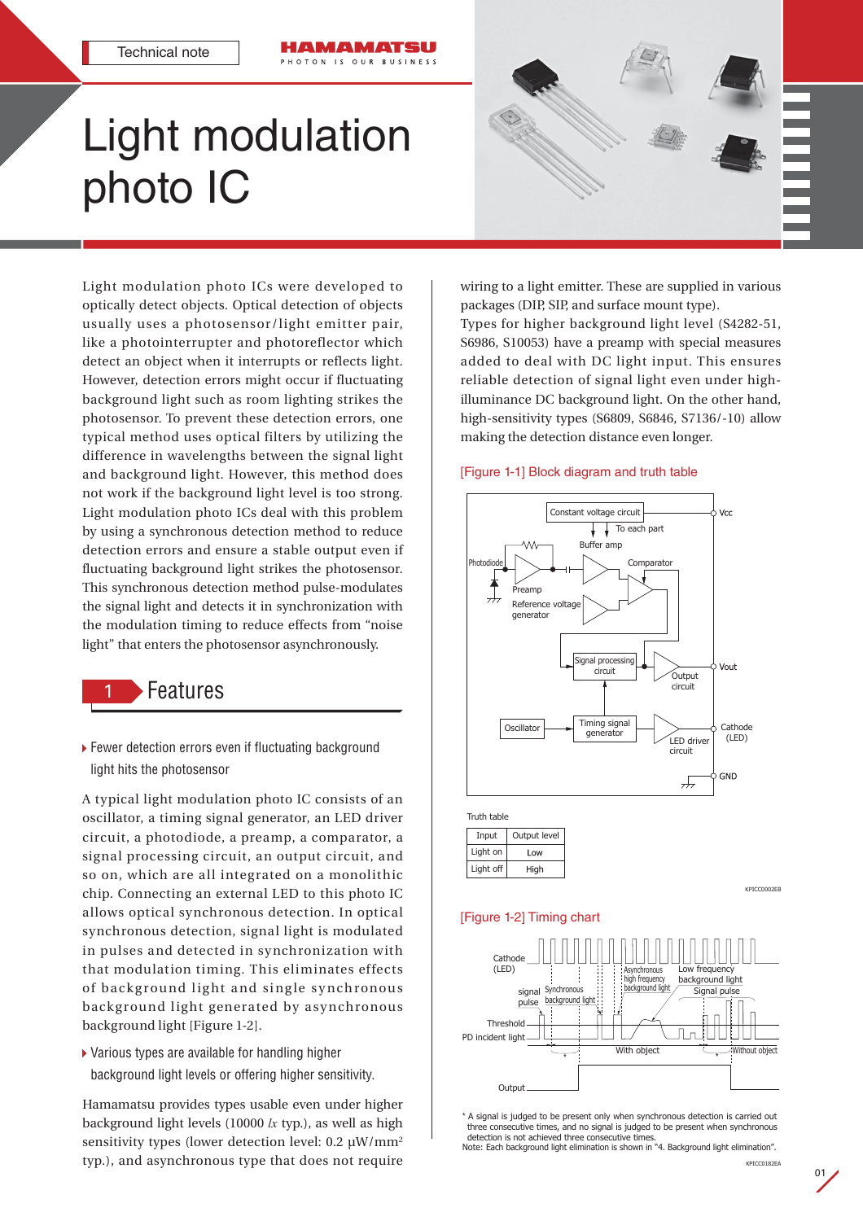Technical note

# Light modulation photo IC

Light modulation photo ICs were developed to optically detect objects. Optical detection of objects usually uses a photosensor/light emitter pair, like a photointerrupter and photoreflector which detect an object when it interrupts or reflects light. However, detection errors might occur if fluctuating background light such as room lighting strikes the photosensor. To prevent these detection errors, one typical method uses optical filters by utilizing the difference in wavelengths between the signal light and background light. However, this method does not work if the background light level is too strong. Light modulation photo ICs deal with this problem by using a synchronous detection method to reduce detection errors and ensure a stable output even if fluctuating background light strikes the photosensor. This synchronous detection method pulse-modulates the signal light and detects it in synchronization with the modulation timing to reduce effects from "noise light" that enters the photosensor asynchronously.

## 1 Features

- Fewer detection errors even if fluctuating background light hits the photosensor

A typical light modulation photo IC consists of an oscillator, a timing signal generator, an LED driver circuit, a photodiode, a preamp, a comparator, a signal processing circuit, an output circuit, and so on, which are all integrated on a monolithic chip. Connecting an external LED to this photo IC allows optical synchronous detection. In optical synchronous detection, signal light is modulated in pulses and detected in synchronization with that modulation timing. This eliminates effects of background light and single synchronous background light generated by asynchronous background light [Figure 1-2].

- Various types are available for handling higher background light levels or offering higher sensitivity.

Hamamatsu provides types usable even under higher background light levels (10000 *lx* typ.), as well as high sensitivity types (lower detection level: 0.2 μW/mm² typ.), and asynchronous type that does not require wiring to a light emitter. These are supplied in various packages (DIP, SIP, and surface mount type).

Types for higher background light level (S4282-51, S6986, S10053) have a preamp with special measures added to deal with DC light input. This ensures reliable detection of signal light even under high-illuminance DC background light. On the other hand, high-sensitivity types (S6809, S6846, S7136/-10) allow making the detection distance even longer.

[Figure 1-1] Block diagram and truth table

Truth table

| Input | Output level |
|---|---|
| Light on | Low |
| Light off | High |

KPICC0002EB

[Figure 1-2] Timing chart

\* A signal is judged to be present only when synchronous detection is carried out three consecutive times, and no signal is judged to be present when synchronous detection is not achieved three consecutive times.
Note: Each background light elimination is shown in "4. Background light elimination".

KPICC0182EA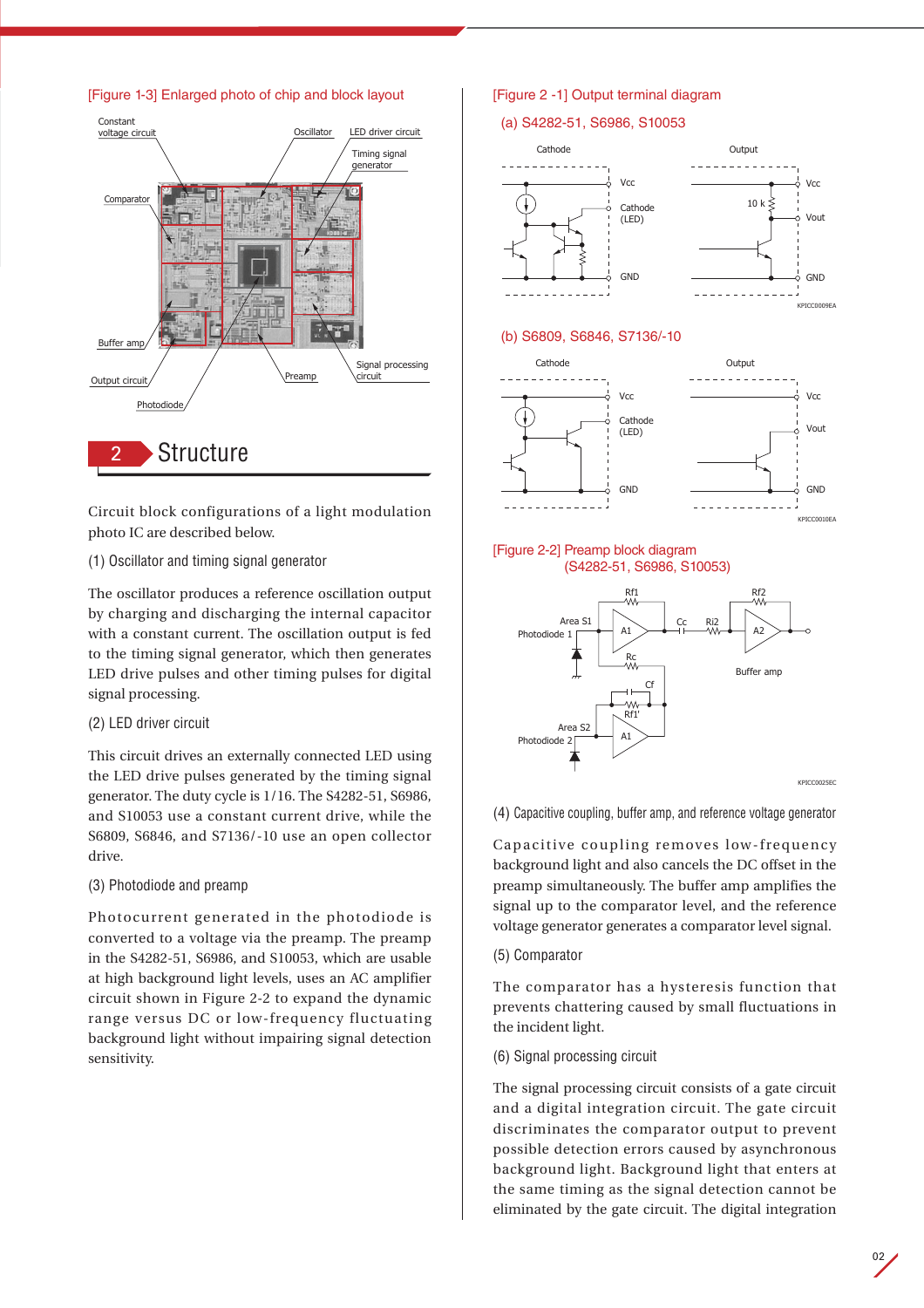[Figure 1-3] Enlarged photo of chip and block layout

## 2 Structure

Circuit block configurations of a light modulation photo IC are described below.

### (1) Oscillator and timing signal generator

The oscillator produces a reference oscillation output by charging and discharging the internal capacitor with a constant current. The oscillation output is fed to the timing signal generator, which then generates LED drive pulses and other timing pulses for digital signal processing.

### (2) LED driver circuit

This circuit drives an externally connected LED using the LED drive pulses generated by the timing signal generator. The duty cycle is 1/16. The S4282-51, S6986, and S10053 use a constant current drive, while the S6809, S6846, and S7136/-10 use an open collector drive.

### (3) Photodiode and preamp

Photocurrent generated in the photodiode is converted to a voltage via the preamp. The preamp in the S4282-51, S6986, and S10053, which are usable at high background light levels, uses an AC amplifier circuit shown in Figure 2-2 to expand the dynamic range versus DC or low-frequency fluctuating background light without impairing signal detection sensitivity.

[Figure 2 -1] Output terminal diagram

(a) S4282-51, S6986, S10053

(b) S6809, S6846, S7136/-10

[Figure 2-2] Preamp block diagram (S4282-51, S6986, S10053)

### (4) Capacitive coupling, buffer amp, and reference voltage generator

Capacitive coupling removes low-frequency background light and also cancels the DC offset in the preamp simultaneously. The buffer amp amplifies the signal up to the comparator level, and the reference voltage generator generates a comparator level signal.

### (5) Comparator

The comparator has a hysteresis function that prevents chattering caused by small fluctuations in the incident light.

### (6) Signal processing circuit

The signal processing circuit consists of a gate circuit and a digital integration circuit. The gate circuit discriminates the comparator output to prevent possible detection errors caused by asynchronous background light. Background light that enters at the same timing as the signal detection cannot be eliminated by the gate circuit. The digital integration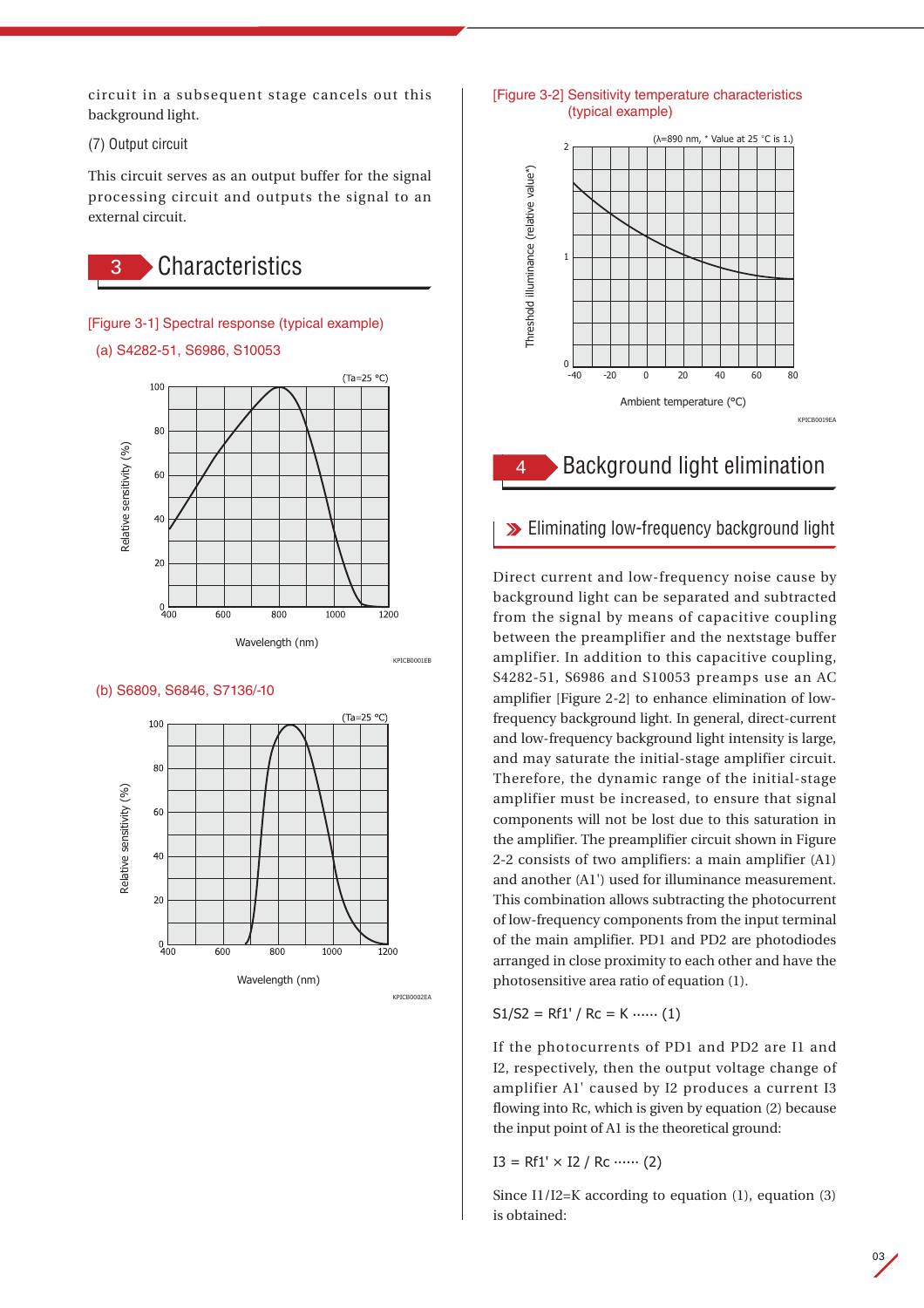circuit in a subsequent stage cancels out this background light.

(7) Output circuit

This circuit serves as an output buffer for the signal processing circuit and outputs the signal to an external circuit.

## 3 Characteristics

[Figure 3-1] Spectral response (typical example)

(a) S4282-51, S6986, S10053

(b) S6809, S6846, S7136/-10

[Figure 3-2] Sensitivity temperature characteristics (typical example)

## 4 Background light elimination

### Eliminating low-frequency background light

Direct current and low-frequency noise cause by background light can be separated and subtracted from the signal by means of capacitive coupling between the preamplifier and the nextstage buffer amplifier. In addition to this capacitive coupling, S4282-51, S6986 and S10053 preamps use an AC amplifier [Figure 2-2] to enhance elimination of low-frequency background light. In general, direct-current and low-frequency background light intensity is large, and may saturate the initial-stage amplifier circuit. Therefore, the dynamic range of the initial-stage amplifier must be increased, to ensure that signal components will not be lost due to this saturation in the amplifier. The preamplifier circuit shown in Figure 2-2 consists of two amplifiers: a main amplifier (A1) and another (A1') used for illuminance measurement. This combination allows subtracting the photocurrent of low-frequency components from the input terminal of the main amplifier. PD1 and PD2 are photodiodes arranged in close proximity to each other and have the photosensitive area ratio of equation (1).

$S1/S2 = Rf1' / Rc = K$ ······ (1)

If the photocurrents of PD1 and PD2 are I1 and I2, respectively, then the output voltage change of amplifier A1' caused by I2 produces a current I3 flowing into Rc, which is given by equation (2) because the input point of A1 is the theoretical ground:

$I3 = Rf1' \times I2 / Rc$ ······ (2)

Since I1/I2=K according to equation (1), equation (3) is obtained: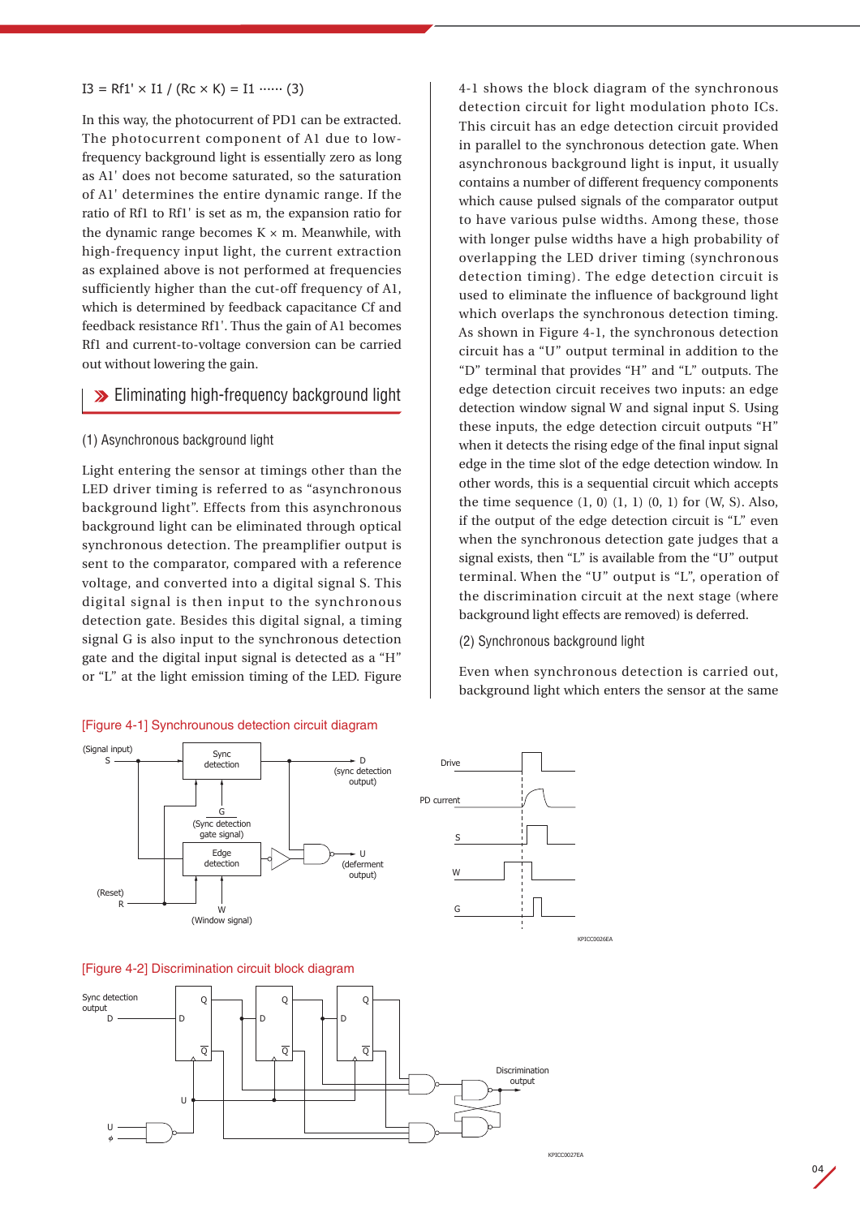$$I3 = Rf1' \times I1 / (Rc \times K) = I1 \cdots\cdots (3)$$

In this way, the photocurrent of PD1 can be extracted. The photocurrent component of A1 due to low-frequency background light is essentially zero as long as A1' does not become saturated, so the saturation of A1' determines the entire dynamic range. If the ratio of Rf1 to Rf1' is set as m, the expansion ratio for the dynamic range becomes K × m. Meanwhile, with high-frequency input light, the current extraction as explained above is not performed at frequencies sufficiently higher than the cut-off frequency of A1, which is determined by feedback capacitance Cf and feedback resistance Rf1'. Thus the gain of A1 becomes Rf1 and current-to-voltage conversion can be carried out without lowering the gain.

## Eliminating high-frequency background light

### (1) Asynchronous background light

Light entering the sensor at timings other than the LED driver timing is referred to as "asynchronous background light". Effects from this asynchronous background light can be eliminated through optical synchronous detection. The preamplifier output is sent to the comparator, compared with a reference voltage, and converted into a digital signal S. This digital signal is then input to the synchronous detection gate. Besides this digital signal, a timing signal G is also input to the synchronous detection gate and the digital input signal is detected as a "H" or "L" at the light emission timing of the LED. Figure 4-1 shows the block diagram of the synchronous detection circuit for light modulation photo ICs. This circuit has an edge detection circuit provided in parallel to the synchronous detection gate. When asynchronous background light is input, it usually contains a number of different frequency components which cause pulsed signals of the comparator output to have various pulse widths. Among these, those with longer pulse widths have a high probability of overlapping the LED driver timing (synchronous detection timing). The edge detection circuit is used to eliminate the influence of background light which overlaps the synchronous detection timing. As shown in Figure 4-1, the synchronous detection circuit has a "U" output terminal in addition to the "D" terminal that provides "H" and "L" outputs. The edge detection circuit receives two inputs: an edge detection window signal W and signal input S. Using these inputs, the edge detection circuit outputs "H" when it detects the rising edge of the final input signal edge in the time slot of the edge detection window. In other words, this is a sequential circuit which accepts the time sequence (1, 0) (1, 1) (0, 1) for (W, S). Also, if the output of the edge detection circuit is "L" even when the synchronous detection gate judges that a signal exists, then "L" is available from the "U" output terminal. When the "U" output is "L", operation of the discrimination circuit at the next stage (where background light effects are removed) is deferred.

### (2) Synchronous background light

Even when synchronous detection is carried out, background light which enters the sensor at the same

[Figure 4-1] Synchrounous detection circuit diagram

[Figure 4-2] Discrimination circuit block diagram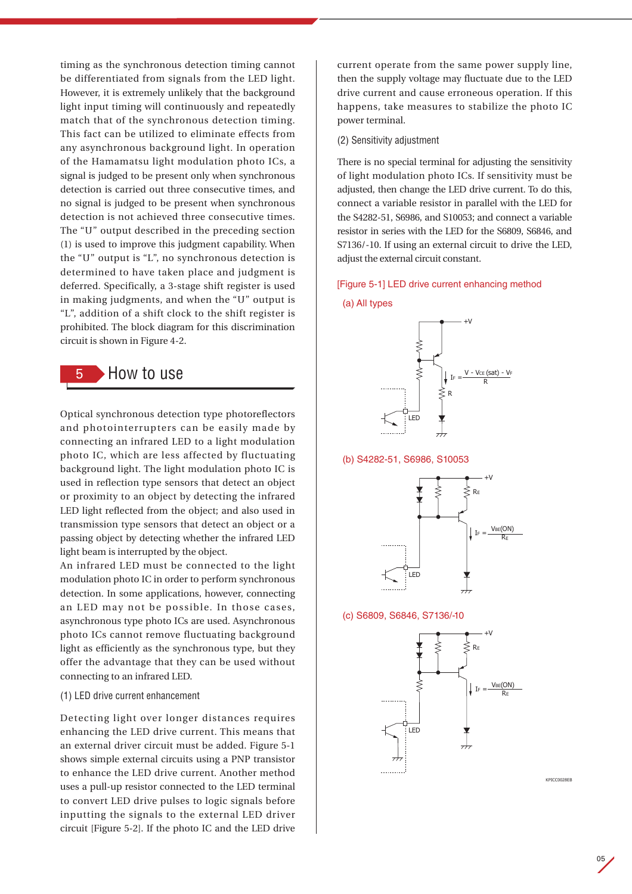timing as the synchronous detection timing cannot be differentiated from signals from the LED light. However, it is extremely unlikely that the background light input timing will continuously and repeatedly match that of the synchronous detection timing. This fact can be utilized to eliminate effects from any asynchronous background light. In operation of the Hamamatsu light modulation photo ICs, a signal is judged to be present only when synchronous detection is carried out three consecutive times, and no signal is judged to be present when synchronous detection is not achieved three consecutive times. The "U" output described in the preceding section (1) is used to improve this judgment capability. When the "U" output is "L", no synchronous detection is determined to have taken place and judgment is deferred. Specifically, a 3-stage shift register is used in making judgments, and when the "U" output is "L", addition of a shift clock to the shift register is prohibited. The block diagram for this discrimination circuit is shown in Figure 4-2.

## 5 How to use

Optical synchronous detection type photoreflectors and photointerrupters can be easily made by connecting an infrared LED to a light modulation photo IC, which are less affected by fluctuating background light. The light modulation photo IC is used in reflection type sensors that detect an object or proximity to an object by detecting the infrared LED light reflected from the object; and also used in transmission type sensors that detect an object or a passing object by detecting whether the infrared LED light beam is interrupted by the object.

An infrared LED must be connected to the light modulation photo IC in order to perform synchronous detection. In some applications, however, connecting an LED may not be possible. In those cases, asynchronous type photo ICs are used. Asynchronous photo ICs cannot remove fluctuating background light as efficiently as the synchronous type, but they offer the advantage that they can be used without connecting to an infrared LED.

### (1) LED drive current enhancement

Detecting light over longer distances requires enhancing the LED drive current. This means that an external driver circuit must be added. Figure 5-1 shows simple external circuits using a PNP transistor to enhance the LED drive current. Another method uses a pull-up resistor connected to the LED terminal to convert LED drive pulses to logic signals before inputting the signals to the external LED driver circuit [Figure 5-2]. If the photo IC and the LED drive current operate from the same power supply line, then the supply voltage may fluctuate due to the LED drive current and cause erroneous operation. If this happens, take measures to stabilize the photo IC power terminal.

### (2) Sensitivity adjustment

There is no special terminal for adjusting the sensitivity of light modulation photo ICs. If sensitivity must be adjusted, then change the LED drive current. To do this, connect a variable resistor in parallel with the LED for the S4282-51, S6986, and S10053; and connect a variable resistor in series with the LED for the S6809, S6846, and S7136/-10. If using an external circuit to drive the LED, adjust the external circuit constant.

[Figure 5-1] LED drive current enhancing method

(a) All types

$$I_F = \frac{V - V_{CE}(sat) - V_F}{R}$$

(b) S4282-51, S6986, S10053

$$I_F = \frac{V_{BE}(ON)}{R_E}$$

(c) S6809, S6846, S7136/-10

$$I_F = \frac{V_{BE}(ON)}{R_E}$$

KPICC0028EB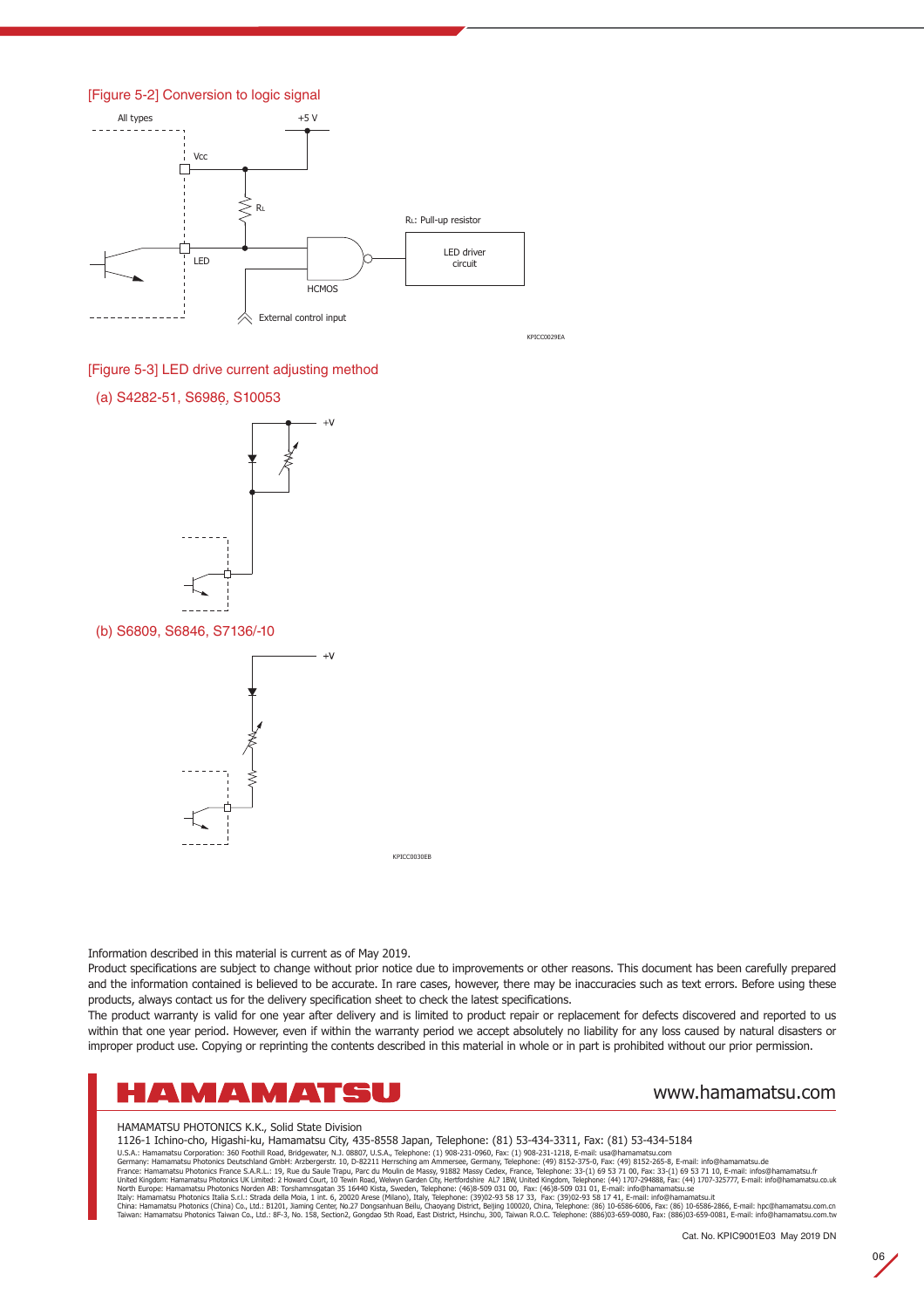[Figure 5-2] Conversion to logic signal

All types

+5 V

Vcc

RL

RL: Pull-up resistor

LED

HCMOS

LED driver circuit

External control input

KPICC0029EA

[Figure 5-3] LED drive current adjusting method

(a) S4282-51, S6986, S10053

+V

(b) S6809, S6846, S7136/-10

+V

KPICC0030EB

Information described in this material is current as of May 2019.

Product specifications are subject to change without prior notice due to improvements or other reasons. This document has been carefully prepared and the information contained is believed to be accurate. In rare cases, however, there may be inaccuracies such as text errors. Before using these products, always contact us for the delivery specification sheet to check the latest specifications.

The product warranty is valid for one year after delivery and is limited to product repair or replacement for defects discovered and reported to us within that one year period. However, even if within the warranty period we accept absolutely no liability for any loss caused by natural disasters or improper product use. Copying or reprinting the contents described in this material in whole or in part is prohibited without our prior permission.

**HAMAMATSU**

www.hamamatsu.com

HAMAMATSU PHOTONICS K.K., Solid State Division

1126-1 Ichino-cho, Higashi-ku, Hamamatsu City, 435-8558 Japan, Telephone: (81) 53-434-3311, Fax: (81) 53-434-5184

U.S.A.: Hamamatsu Corporation: 360 Foothill Road, Bridgewater, N.J. 08807, U.S.A., Telephone: (1) 908-231-0960, Fax: (1) 908-231-1218, E-mail: usa@hamamatsu.com
Germany: Hamamatsu Photonics Deutschland GmbH: Arzbergerstr. 10, D-82211 Herrsching am Ammersee, Germany, Telephone: (49) 8152-375-0, Fax: (49) 8152-265-8, E-mail: info@hamamatsu.de
France: Hamamatsu Photonics France S.A.R.L.: 19, Rue du Saule Trapu, Parc du Moulin de Massy, 91882 Massy Cedex, France, Telephone: 33-(1) 69 53 71 00, Fax: 33-(1) 69 53 71 10, E-mail: infos@hamamatsu.fr
United Kingdom: Hamamatsu Photonics UK Limited: 2 Howard Court, 10 Tewin Road, Welwyn Garden City, Hertfordshire AL7 1BW, United Kingdom, Telephone: (44) 1707-294888, Fax: (44) 1707-325777, E-mail: info@hamamatsu.co.uk
North Europe: Hamamatsu Photonics Norden AB: Torshamnsgatan 35 16440 Kista, Sweden, Telephone: (46)8-509 031 00, Fax: (46)8-509 031 01, E-mail: info@hamamatsu.se
Italy: Hamamatsu Photonics Italia S.r.l.: Strada della Moia, 1 int. 6, 20020 Arese (Milano), Italy, Telephone: (39)02-93 58 17 33, Fax: (39)02-93 58 17 41, E-mail: info@hamamatsu.it
China: Hamamatsu Photonics (China) Co., Ltd.: B1201, Jiaming Center, No.27 Dongsanhuan Beilu, Chaoyang District, Beijing 100020, China, Telephone: (86) 10-6586-6006, Fax: (86) 10-6586-2866, E-mail: hpc@hamamatsu.com.cn
Taiwan: Hamamatsu Photonics Taiwan Co., Ltd.: 8F-3, No. 158, Section2, Gongdao 5th Road, East District, Hsinchu, 300, Taiwan R.O.C. Telephone: (886)03-659-0080, Fax: (886)03-659-0081, E-mail: info@hamamatsu.com.tw

Cat. No. KPIC9001E03 May 2019 DN